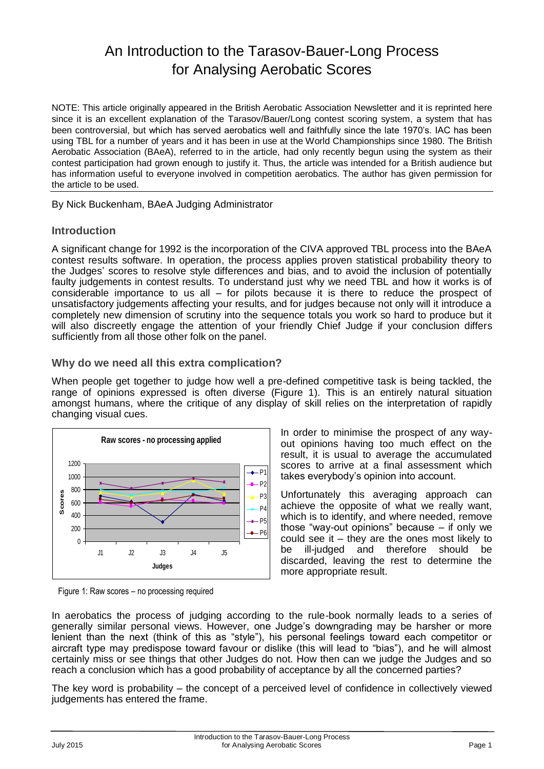# An Introduction to the Tarasov-Bauer-Long Process for Analysing Aerobatic Scores

NOTE: This article originally appeared in the British Aerobatic Association Newsletter and it is reprinted here since it is an excellent explanation of the Tarasov/Bauer/Long contest scoring system, a system that has been controversial, but which has served aerobatics well and faithfully since the late 1970's. IAC has been using TBL for a number of years and it has been in use at the World Championships since 1980. The British Aerobatic Association (BAeA), referred to in the article, had only recently begun using the system as their contest participation had grown enough to justify it. Thus, the article was intended for a British audience but has information useful to everyone involved in competition aerobatics. The author has given permission for the article to be used.

By Nick Buckenham, BAeA Judging Administrator

## Introduction

A significant change for 1992 is the incorporation of the CIVA approved TBL process into the BAeA contest results software. In operation, the process applies proven statistical probability theory to the Judges' scores to resolve style differences and bias, and to avoid the inclusion of potentially faulty judgements in contest results. To understand just why we need TBL and how it works is of considerable importance to us all – for pilots because it is there to reduce the prospect of unsatisfactory judgements affecting your results, and for judges because not only will it introduce a completely new dimension of scrutiny into the sequence totals you work so hard to produce but it will also discreetly engage the attention of your friendly Chief Judge if your conclusion differs sufficiently from all those other folk on the panel.

## Why do we need all this extra complication?

When people get together to judge how well a pre-defined competitive task is being tackled, the range of opinions expressed is often diverse (Figure 1). This is an entirely natural situation amongst humans, where the critique of any display of skill relies on the interpretation of rapidly changing visual cues.

Figure 1: Raw scores – no processing required

In order to minimise the prospect of any way-out opinions having too much effect on the result, it is usual to average the accumulated scores to arrive at a final assessment which takes everybody's opinion into account.

Unfortunately this averaging approach can achieve the opposite of what we really want, which is to identify, and where needed, remove those "way-out opinions" because – if only we could see it – they are the ones most likely to be ill-judged and therefore should be discarded, leaving the rest to determine the more appropriate result.

In aerobatics the process of judging according to the rule-book normally leads to a series of generally similar personal views. However, one Judge's downgrading may be harsher or more lenient than the next (think of this as "style"), his personal feelings toward each competitor or aircraft type may predispose toward favour or dislike (this will lead to "bias"), and he will almost certainly miss or see things that other Judges do not. How then can we judge the Judges and so reach a conclusion which has a good probability of acceptance by all the concerned parties?

The key word is probability – the concept of a perceived level of confidence in collectively viewed judgements has entered the frame.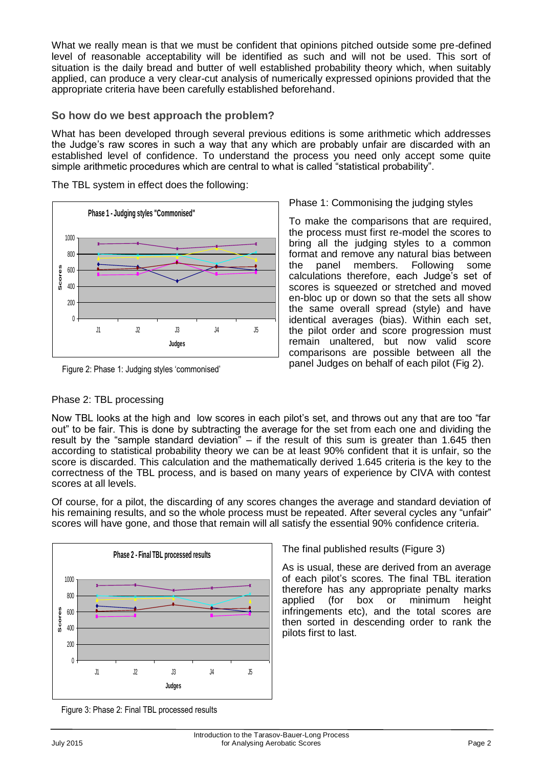What we really mean is that we must be confident that opinions pitched outside some pre-defined level of reasonable acceptability will be identified as such and will not be used. This sort of situation is the daily bread and butter of well established probability theory which, when suitably applied, can produce a very clear-cut analysis of numerically expressed opinions provided that the appropriate criteria have been carefully established beforehand.

## So how do we best approach the problem?

What has been developed through several previous editions is some arithmetic which addresses the Judge's raw scores in such a way that any which are probably unfair are discarded with an established level of confidence. To understand the process you need only accept some quite simple arithmetic procedures which are central to what is called "statistical probability".

The TBL system in effect does the following:

Figure 2: Phase 1: Judging styles 'commonised'

Phase 1: Commonising the judging styles

To make the comparisons that are required, the process must first re-model the scores to bring all the judging styles to a common format and remove any natural bias between the panel members. Following some calculations therefore, each Judge's set of scores is squeezed or stretched and moved en-bloc up or down so that the sets all show the same overall spread (style) and have identical averages (bias). Within each set, the pilot order and score progression must remain unaltered, but now valid score comparisons are possible between all the panel Judges on behalf of each pilot (Fig 2).

Phase 2: TBL processing

Now TBL looks at the high and low scores in each pilot's set, and throws out any that are too "far out" to be fair. This is done by subtracting the average for the set from each one and dividing the result by the "sample standard deviation" – if the result of this sum is greater than 1.645 then according to statistical probability theory we can be at least 90% confident that it is unfair, so the score is discarded. This calculation and the mathematically derived 1.645 criteria is the key to the correctness of the TBL process, and is based on many years of experience by CIVA with contest scores at all levels.

Of course, for a pilot, the discarding of any scores changes the average and standard deviation of his remaining results, and so the whole process must be repeated. After several cycles any "unfair" scores will have gone, and those that remain will all satisfy the essential 90% confidence criteria.

Figure 3: Phase 2: Final TBL processed results

The final published results (Figure 3)

As is usual, these are derived from an average of each pilot's scores. The final TBL iteration therefore has any appropriate penalty marks applied (for box or minimum height infringements etc), and the total scores are then sorted in descending order to rank the pilots first to last.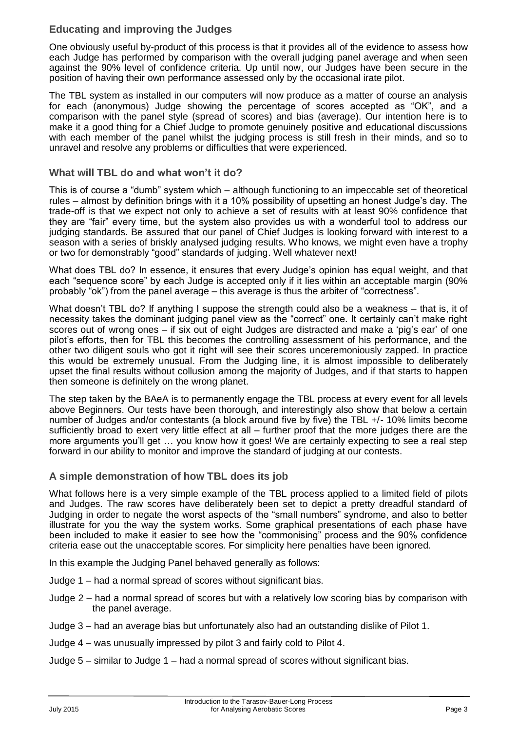### Educating and improving the Judges

One obviously useful by-product of this process is that it provides all of the evidence to assess how each Judge has performed by comparison with the overall judging panel average and when seen against the 90% level of confidence criteria. Up until now, our Judges have been secure in the position of having their own performance assessed only by the occasional irate pilot.

The TBL system as installed in our computers will now produce as a matter of course an analysis for each (anonymous) Judge showing the percentage of scores accepted as "OK", and a comparison with the panel style (spread of scores) and bias (average). Our intention here is to make it a good thing for a Chief Judge to promote genuinely positive and educational discussions with each member of the panel whilst the judging process is still fresh in their minds, and so to unravel and resolve any problems or difficulties that were experienced.

### What will TBL do and what won't it do?

This is of course a "dumb" system which – although functioning to an impeccable set of theoretical rules – almost by definition brings with it a 10% possibility of upsetting an honest Judge's day. The trade-off is that we expect not only to achieve a set of results with at least 90% confidence that they are "fair" every time, but the system also provides us with a wonderful tool to address our judging standards. Be assured that our panel of Chief Judges is looking forward with interest to a season with a series of briskly analysed judging results. Who knows, we might even have a trophy or two for demonstrably "good" standards of judging. Well whatever next!

What does TBL do? In essence, it ensures that every Judge's opinion has equal weight, and that each "sequence score" by each Judge is accepted only if it lies within an acceptable margin (90% probably "ok") from the panel average – this average is thus the arbiter of "correctness".

What doesn't TBL do? If anything I suppose the strength could also be a weakness – that is, it of necessity takes the dominant judging panel view as the "correct" one. It certainly can't make right scores out of wrong ones – if six out of eight Judges are distracted and make a 'pig's ear' of one pilot's efforts, then for TBL this becomes the controlling assessment of his performance, and the other two diligent souls who got it right will see their scores unceremoniously zapped. In practice this would be extremely unusual. From the Judging line, it is almost impossible to deliberately upset the final results without collusion among the majority of Judges, and if that starts to happen then someone is definitely on the wrong planet.

The step taken by the BAeA is to permanently engage the TBL process at every event for all levels above Beginners. Our tests have been thorough, and interestingly also show that below a certain number of Judges and/or contestants (a block around five by five) the TBL +/- 10% limits become sufficiently broad to exert very little effect at all – further proof that the more judges there are the more arguments you'll get … you know how it goes! We are certainly expecting to see a real step forward in our ability to monitor and improve the standard of judging at our contests.

### A simple demonstration of how TBL does its job

What follows here is a very simple example of the TBL process applied to a limited field of pilots and Judges. The raw scores have deliberately been set to depict a pretty dreadful standard of Judging in order to negate the worst aspects of the "small numbers" syndrome, and also to better illustrate for you the way the system works. Some graphical presentations of each phase have been included to make it easier to see how the "commonising" process and the 90% confidence criteria ease out the unacceptable scores. For simplicity here penalties have been ignored.

In this example the Judging Panel behaved generally as follows:

Judge 1 – had a normal spread of scores without significant bias.

Judge 2 – had a normal spread of scores but with a relatively low scoring bias by comparison with the panel average.

Judge 3 – had an average bias but unfortunately also had an outstanding dislike of Pilot 1.

Judge 4 – was unusually impressed by pilot 3 and fairly cold to Pilot 4.

Judge 5 – similar to Judge 1 – had a normal spread of scores without significant bias.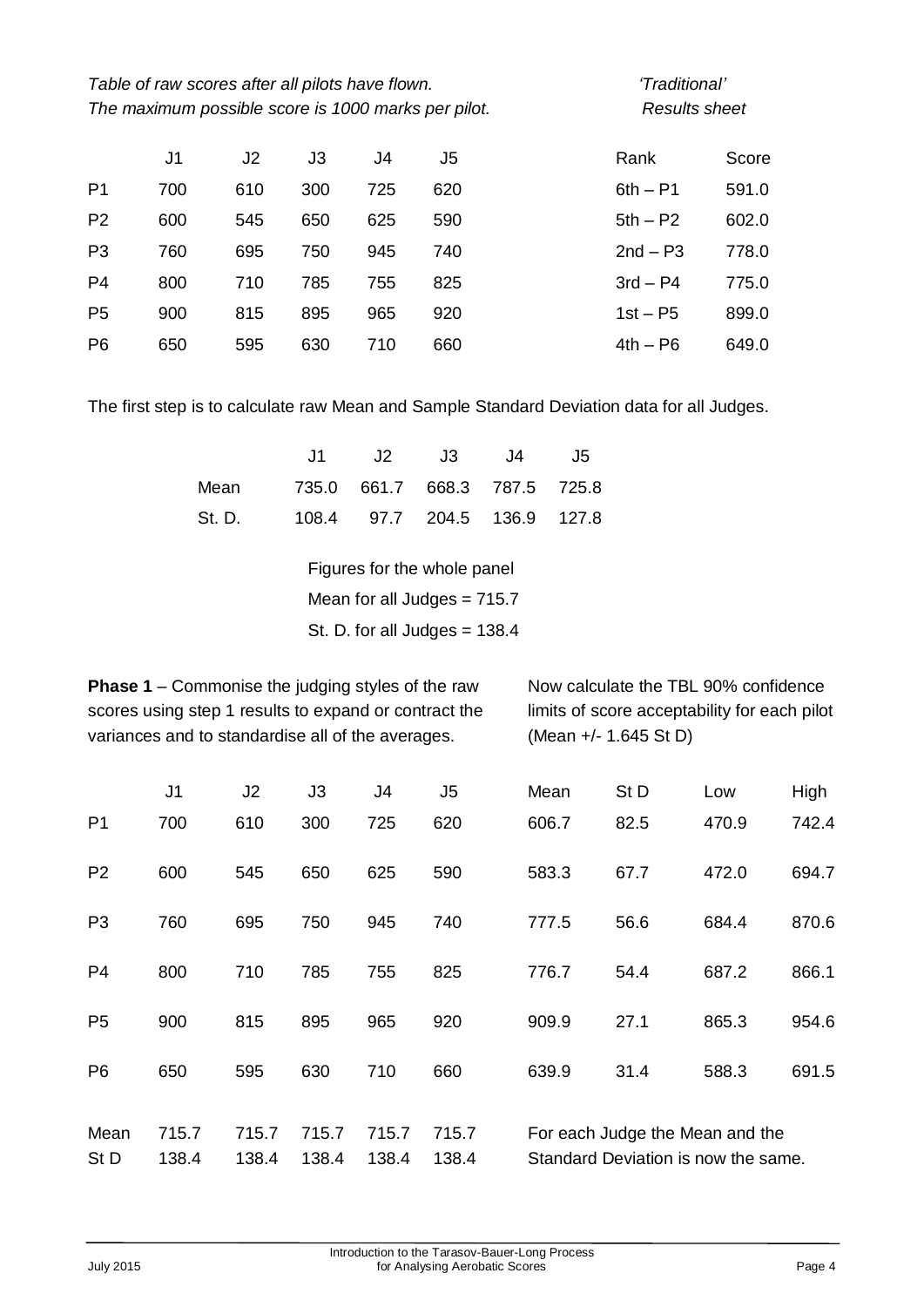*Table of raw scores after all pilots have flown.*
*The maximum possible score is 1000 marks per pilot.*

|  | J1 | J2 | J3 | J4 | J5 |
|---|---|---|---|---|---|
| P1 | 700 | 610 | 300 | 725 | 620 |
| P2 | 600 | 545 | 650 | 625 | 590 |
| P3 | 760 | 695 | 750 | 945 | 740 |
| P4 | 800 | 710 | 785 | 755 | 825 |
| P5 | 900 | 815 | 895 | 965 | 920 |
| P6 | 650 | 595 | 630 | 710 | 660 |

*'Traditional' Results sheet*

| Rank | Score |
|---|---|
| 6th – P1 | 591.0 |
| 5th – P2 | 602.0 |
| 2nd – P3 | 778.0 |
| 3rd – P4 | 775.0 |
| 1st – P5 | 899.0 |
| 4th – P6 | 649.0 |

The first step is to calculate raw Mean and Sample Standard Deviation data for all Judges.

|  | J1 | J2 | J3 | J4 | J5 |
|---|---|---|---|---|---|
| Mean | 735.0 | 661.7 | 668.3 | 787.5 | 725.8 |
| St. D. | 108.4 | 97.7 | 204.5 | 136.9 | 127.8 |

Figures for the whole panel
Mean for all Judges = 715.7
St. D. for all Judges = 138.4

**Phase 1** – Commonise the judging styles of the raw scores using step 1 results to expand or contract the variances and to standardise all of the averages.

Now calculate the TBL 90% confidence limits of score acceptability for each pilot (Mean +/- 1.645 St D)

|  | J1 | J2 | J3 | J4 | J5 | Mean | St D | Low | High |
|---|---|---|---|---|---|---|---|---|---|
| P1 | 700 | 610 | 300 | 725 | 620 | 606.7 | 82.5 | 470.9 | 742.4 |
| P2 | 600 | 545 | 650 | 625 | 590 | 583.3 | 67.7 | 472.0 | 694.7 |
| P3 | 760 | 695 | 750 | 945 | 740 | 777.5 | 56.6 | 684.4 | 870.6 |
| P4 | 800 | 710 | 785 | 755 | 825 | 776.7 | 54.4 | 687.2 | 866.1 |
| P5 | 900 | 815 | 895 | 965 | 920 | 909.9 | 27.1 | 865.3 | 954.6 |
| P6 | 650 | 595 | 630 | 710 | 660 | 639.9 | 31.4 | 588.3 | 691.5 |
| Mean | 715.7 | 715.7 | 715.7 | 715.7 | 715.7 | | | | |
| St D | 138.4 | 138.4 | 138.4 | 138.4 | 138.4 | | | | |

For each Judge the Mean and the Standard Deviation is now the same.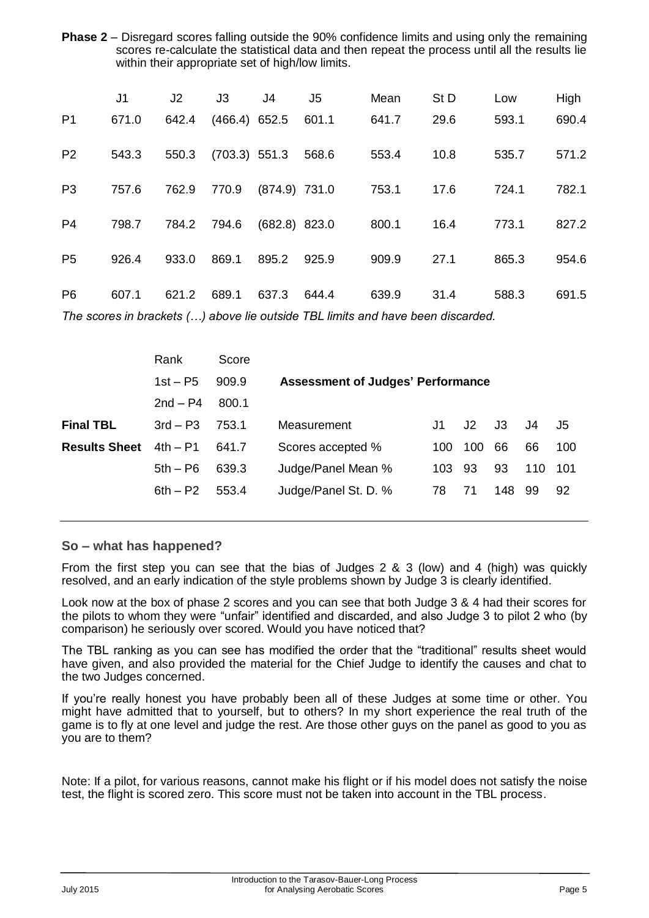**Phase 2** – Disregard scores falling outside the 90% confidence limits and using only the remaining scores re-calculate the statistical data and then repeat the process until all the results lie within their appropriate set of high/low limits.

| | J1 | J2 | J3 | J4 | J5 | Mean | St D | Low | High |
|---|---|---|---|---|---|---|---|---|---|
| P1 | 671.0 | 642.4 | (466.4) | 652.5 | 601.1 | 641.7 | 29.6 | 593.1 | 690.4 |
| P2 | 543.3 | 550.3 | (703.3) | 551.3 | 568.6 | 553.4 | 10.8 | 535.7 | 571.2 |
| P3 | 757.6 | 762.9 | 770.9 | (874.9) | 731.0 | 753.1 | 17.6 | 724.1 | 782.1 |
| P4 | 798.7 | 784.2 | 794.6 | (682.8) | 823.0 | 800.1 | 16.4 | 773.1 | 827.2 |
| P5 | 926.4 | 933.0 | 869.1 | 895.2 | 925.9 | 909.9 | 27.1 | 865.3 | 954.6 |
| P6 | 607.1 | 621.2 | 689.1 | 637.3 | 644.4 | 639.9 | 31.4 | 588.3 | 691.5 |

*The scores in brackets (…) above lie outside TBL limits and have been discarded.*

**Final TBL Results Sheet**

| Rank | Score |
|---|---|
| 1st – P5 | 909.9 |
| 2nd – P4 | 800.1 |
| 3rd – P3 | 753.1 |
| 4th – P1 | 641.7 |
| 5th – P6 | 639.3 |
| 6th – P2 | 553.4 |

**Assessment of Judges' Performance**

| Measurement | J1 | J2 | J3 | J4 | J5 |
|---|---|---|---|---|---|
| Scores accepted % | 100 | 100 | 66 | 66 | 100 |
| Judge/Panel Mean % | 103 | 93 | 93 | 110 | 101 |
| Judge/Panel St. D. % | 78 | 71 | 148 | 99 | 92 |

## So – what has happened?

From the first step you can see that the bias of Judges 2 & 3 (low) and 4 (high) was quickly resolved, and an early indication of the style problems shown by Judge 3 is clearly identified.

Look now at the box of phase 2 scores and you can see that both Judge 3 & 4 had their scores for the pilots to whom they were "unfair" identified and discarded, and also Judge 3 to pilot 2 who (by comparison) he seriously over scored. Would you have noticed that?

The TBL ranking as you can see has modified the order that the "traditional" results sheet would have given, and also provided the material for the Chief Judge to identify the causes and chat to the two Judges concerned.

If you're really honest you have probably been all of these Judges at some time or other. You might have admitted that to yourself, but to others? In my short experience the real truth of the game is to fly at one level and judge the rest. Are those other guys on the panel as good to you as you are to them?

Note: If a pilot, for various reasons, cannot make his flight or if his model does not satisfy the noise test, the flight is scored zero. This score must not be taken into account in the TBL process.